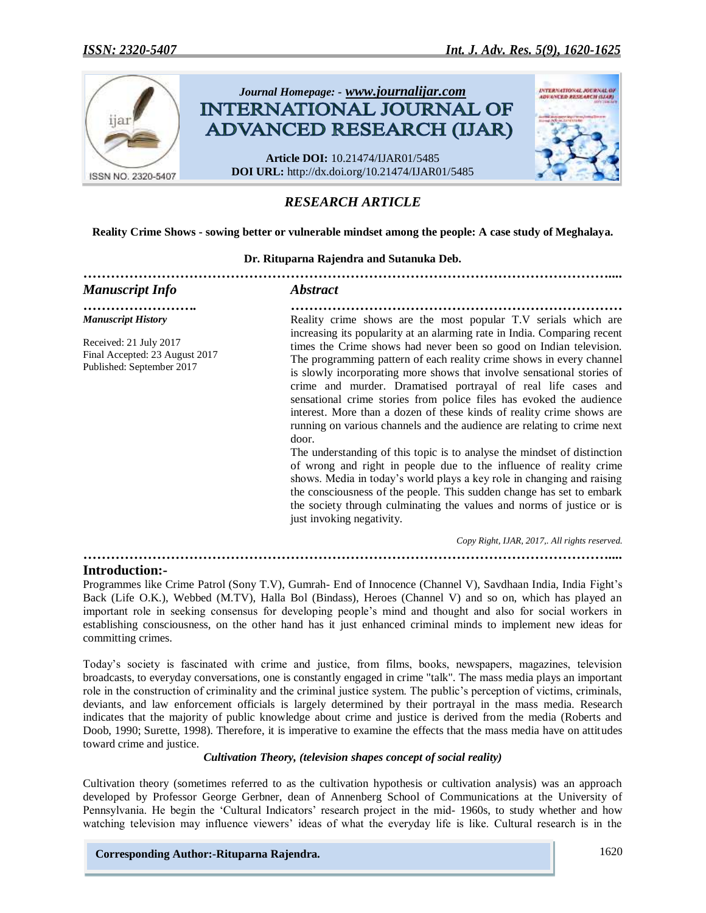## RESEARCH ARTICLE

# Reality Crime Shows - sowing better or vulnerable mindset among the people: A case study of Meghalaya.

**Dr. Rituparna Rajendra and Sutanuka Deb.**

### Manuscript Info

*Manuscript History*

Received: 21 July 2017
Final Accepted: 23 August 2017
Published: September 2017

### Abstract

Reality crime shows are the most popular T.V serials which are increasing its popularity at an alarming rate in India. Comparing recent times the Crime shows had never been so good on Indian television. The programming pattern of each reality crime shows in every channel is slowly incorporating more shows that involve sensational stories of crime and murder. Dramatised portrayal of real life cases and sensational crime stories from police files has evoked the audience interest. More than a dozen of these kinds of reality crime shows are running on various channels and the audience are relating to crime next door.

The understanding of this topic is to analyse the mindset of distinction of wrong and right in people due to the influence of reality crime shows. Media in today's world plays a key role in changing and raising the consciousness of the people. This sudden change has set to embark the society through culminating the values and norms of justice or is just invoking negativity.

*Copy Right, IJAR, 2017,. All rights reserved.*

## Introduction:-

Programmes like Crime Patrol (Sony T.V), Gumrah- End of Innocence (Channel V), Savdhaan India, India Fight's Back (Life O.K.), Webbed (M.TV), Halla Bol (Bindass), Heroes (Channel V) and so on, which has played an important role in seeking consensus for developing people's mind and thought and also for social workers in establishing consciousness, on the other hand has it just enhanced criminal minds to implement new ideas for committing crimes.

Today's society is fascinated with crime and justice, from films, books, newspapers, magazines, television broadcasts, to everyday conversations, one is constantly engaged in crime "talk". The mass media plays an important role in the construction of criminality and the criminal justice system. The public's perception of victims, criminals, deviants, and law enforcement officials is largely determined by their portrayal in the mass media. Research indicates that the majority of public knowledge about crime and justice is derived from the media (Roberts and Doob, 1990; Surette, 1998). Therefore, it is imperative to examine the effects that the mass media have on attitudes toward crime and justice.

### *Cultivation Theory, (television shapes concept of social reality)*

Cultivation theory (sometimes referred to as the cultivation hypothesis or cultivation analysis) was an approach developed by Professor George Gerbner, dean of Annenberg School of Communications at the University of Pennsylvania. He begin the 'Cultural Indicators' research project in the mid- 1960s, to study whether and how watching television may influence viewers' ideas of what the everyday life is like. Cultural research is in the

**Corresponding Author:-Rituparna Rajendra.**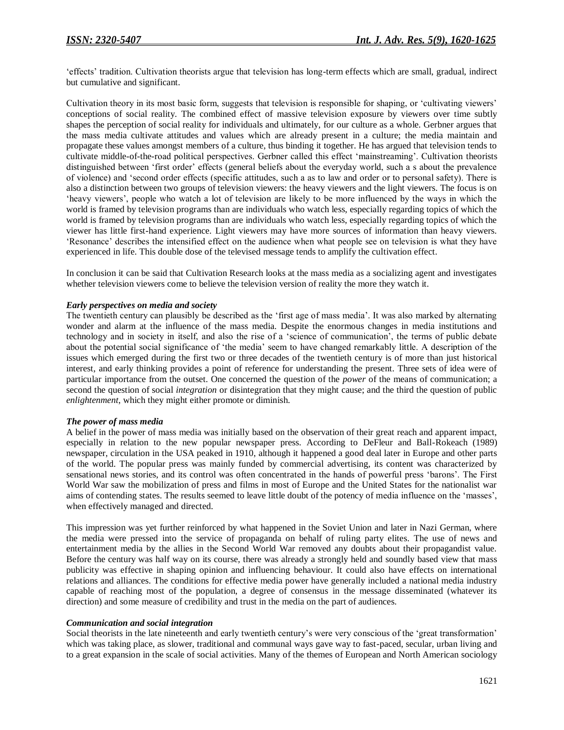'effects' tradition. Cultivation theorists argue that television has long-term effects which are small, gradual, indirect but cumulative and significant.

Cultivation theory in its most basic form, suggests that television is responsible for shaping, or 'cultivating viewers' conceptions of social reality. The combined effect of massive television exposure by viewers over time subtly shapes the perception of social reality for individuals and ultimately, for our culture as a whole. Gerbner argues that the mass media cultivate attitudes and values which are already present in a culture; the media maintain and propagate these values amongst members of a culture, thus binding it together. He has argued that television tends to cultivate middle-of-the-road political perspectives. Gerbner called this effect 'mainstreaming'. Cultivation theorists distinguished between 'first order' effects (general beliefs about the everyday world, such a s about the prevalence of violence) and 'second order effects (specific attitudes, such a as to law and order or to personal safety). There is also a distinction between two groups of television viewers: the heavy viewers and the light viewers. The focus is on 'heavy viewers', people who watch a lot of television are likely to be more influenced by the ways in which the world is framed by television programs than are individuals who watch less, especially regarding topics of which the world is framed by television programs than are individuals who watch less, especially regarding topics of which the viewer has little first-hand experience. Light viewers may have more sources of information than heavy viewers. 'Resonance' describes the intensified effect on the audience when what people see on television is what they have experienced in life. This double dose of the televised message tends to amplify the cultivation effect.

In conclusion it can be said that Cultivation Research looks at the mass media as a socializing agent and investigates whether television viewers come to believe the television version of reality the more they watch it.

### *Early perspectives on media and society*

The twentieth century can plausibly be described as the 'first age of mass media'. It was also marked by alternating wonder and alarm at the influence of the mass media. Despite the enormous changes in media institutions and technology and in society in itself, and also the rise of a 'science of communication', the terms of public debate about the potential social significance of 'the media' seem to have changed remarkably little. A description of the issues which emerged during the first two or three decades of the twentieth century is of more than just historical interest, and early thinking provides a point of reference for understanding the present. Three sets of idea were of particular importance from the outset. One concerned the question of the *power* of the means of communication; a second the question of social *integration* or disintegration that they might cause; and the third the question of public *enlightenment*, which they might either promote or diminish.

### *The power of mass media*

A belief in the power of mass media was initially based on the observation of their great reach and apparent impact, especially in relation to the new popular newspaper press. According to DeFleur and Ball-Rokeach (1989) newspaper, circulation in the USA peaked in 1910, although it happened a good deal later in Europe and other parts of the world. The popular press was mainly funded by commercial advertising, its content was characterized by sensational news stories, and its control was often concentrated in the hands of powerful press 'barons'. The First World War saw the mobilization of press and films in most of Europe and the United States for the nationalist war aims of contending states. The results seemed to leave little doubt of the potency of media influence on the 'masses', when effectively managed and directed.

This impression was yet further reinforced by what happened in the Soviet Union and later in Nazi German, where the media were pressed into the service of propaganda on behalf of ruling party elites. The use of news and entertainment media by the allies in the Second World War removed any doubts about their propagandist value. Before the century was half way on its course, there was already a strongly held and soundly based view that mass publicity was effective in shaping opinion and influencing behaviour. It could also have effects on international relations and alliances. The conditions for effective media power have generally included a national media industry capable of reaching most of the population, a degree of consensus in the message disseminated (whatever its direction) and some measure of credibility and trust in the media on the part of audiences.

### *Communication and social integration*

Social theorists in the late nineteenth and early twentieth century's were very conscious of the 'great transformation' which was taking place, as slower, traditional and communal ways gave way to fast-paced, secular, urban living and to a great expansion in the scale of social activities. Many of the themes of European and North American sociology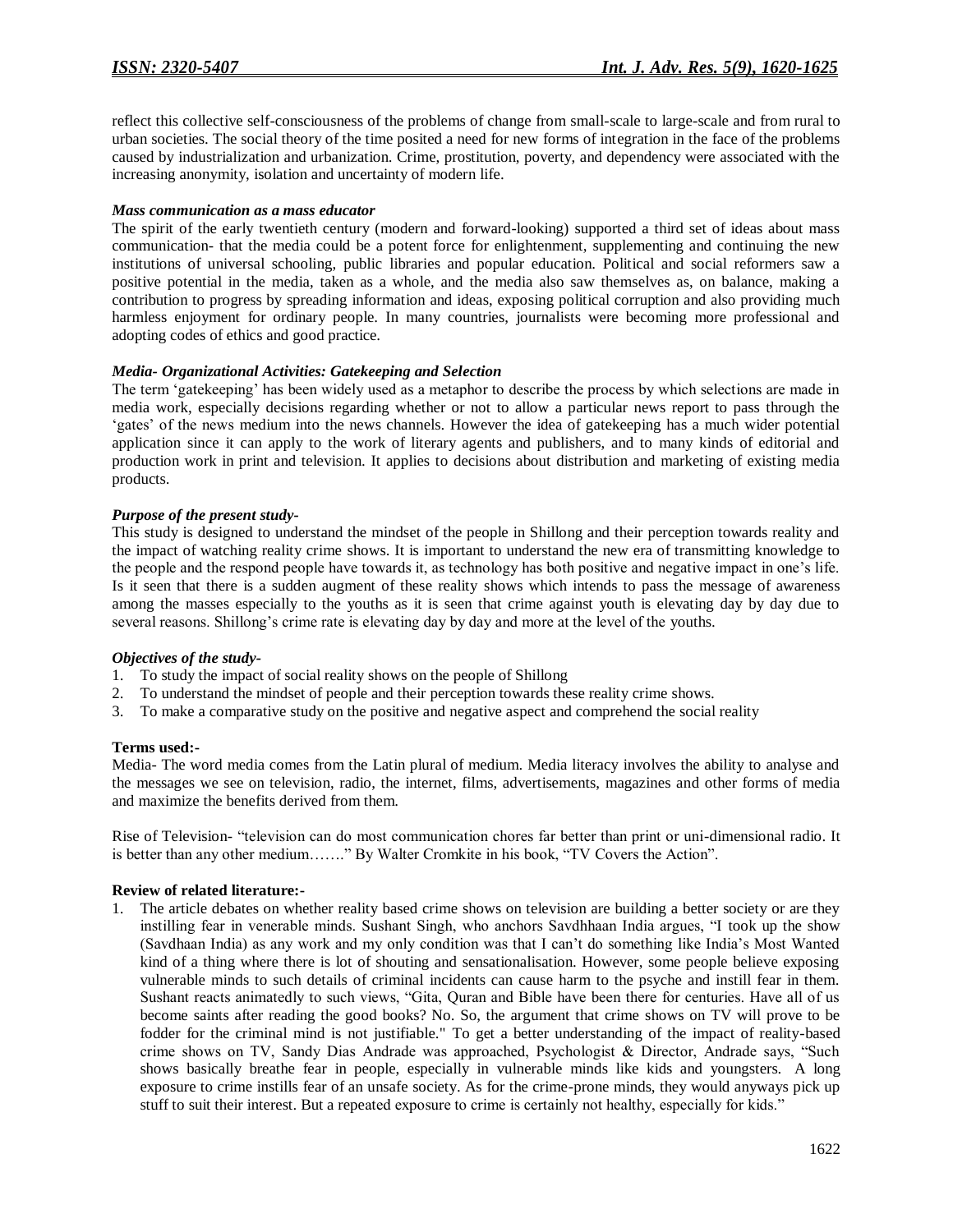reflect this collective self-consciousness of the problems of change from small-scale to large-scale and from rural to urban societies. The social theory of the time posited a need for new forms of integration in the face of the problems caused by industrialization and urbanization. Crime, prostitution, poverty, and dependency were associated with the increasing anonymity, isolation and uncertainty of modern life.

***Mass communication as a mass educator***

The spirit of the early twentieth century (modern and forward-looking) supported a third set of ideas about mass communication- that the media could be a potent force for enlightenment, supplementing and continuing the new institutions of universal schooling, public libraries and popular education. Political and social reformers saw a positive potential in the media, taken as a whole, and the media also saw themselves as, on balance, making a contribution to progress by spreading information and ideas, exposing political corruption and also providing much harmless enjoyment for ordinary people. In many countries, journalists were becoming more professional and adopting codes of ethics and good practice.

***Media- Organizational Activities: Gatekeeping and Selection***

The term 'gatekeeping' has been widely used as a metaphor to describe the process by which selections are made in media work, especially decisions regarding whether or not to allow a particular news report to pass through the 'gates' of the news medium into the news channels. However the idea of gatekeeping has a much wider potential application since it can apply to the work of literary agents and publishers, and to many kinds of editorial and production work in print and television. It applies to decisions about distribution and marketing of existing media products.

***Purpose of the present study-***

This study is designed to understand the mindset of the people in Shillong and their perception towards reality and the impact of watching reality crime shows. It is important to understand the new era of transmitting knowledge to the people and the respond people have towards it, as technology has both positive and negative impact in one's life. Is it seen that there is a sudden augment of these reality shows which intends to pass the message of awareness among the masses especially to the youths as it is seen that crime against youth is elevating day by day due to several reasons. Shillong's crime rate is elevating day by day and more at the level of the youths.

***Objectives of the study-***

1. To study the impact of social reality shows on the people of Shillong
2. To understand the mindset of people and their perception towards these reality crime shows.
3. To make a comparative study on the positive and negative aspect and comprehend the social reality

**Terms used:-**

Media- The word media comes from the Latin plural of medium. Media literacy involves the ability to analyse and the messages we see on television, radio, the internet, films, advertisements, magazines and other forms of media and maximize the benefits derived from them.

Rise of Television- "television can do most communication chores far better than print or uni-dimensional radio. It is better than any other medium……." By Walter Cromkite in his book, "TV Covers the Action".

**Review of related literature:-**

1. The article debates on whether reality based crime shows on television are building a better society or are they instilling fear in venerable minds. Sushant Singh, who anchors Savdhhaan India argues, "I took up the show (Savdhaan India) as any work and my only condition was that I can't do something like India's Most Wanted kind of a thing where there is lot of shouting and sensationalisation. However, some people believe exposing vulnerable minds to such details of criminal incidents can cause harm to the psyche and instill fear in them. Sushant reacts animatedly to such views, "Gita, Quran and Bible have been there for centuries. Have all of us become saints after reading the good books? No. So, the argument that crime shows on TV will prove to be fodder for the criminal mind is not justifiable." To get a better understanding of the impact of reality-based crime shows on TV, Sandy Dias Andrade was approached, Psychologist & Director, Andrade says, "Such shows basically breathe fear in people, especially in vulnerable minds like kids and youngsters. A long exposure to crime instills fear of an unsafe society. As for the crime-prone minds, they would anyways pick up stuff to suit their interest. But a repeated exposure to crime is certainly not healthy, especially for kids."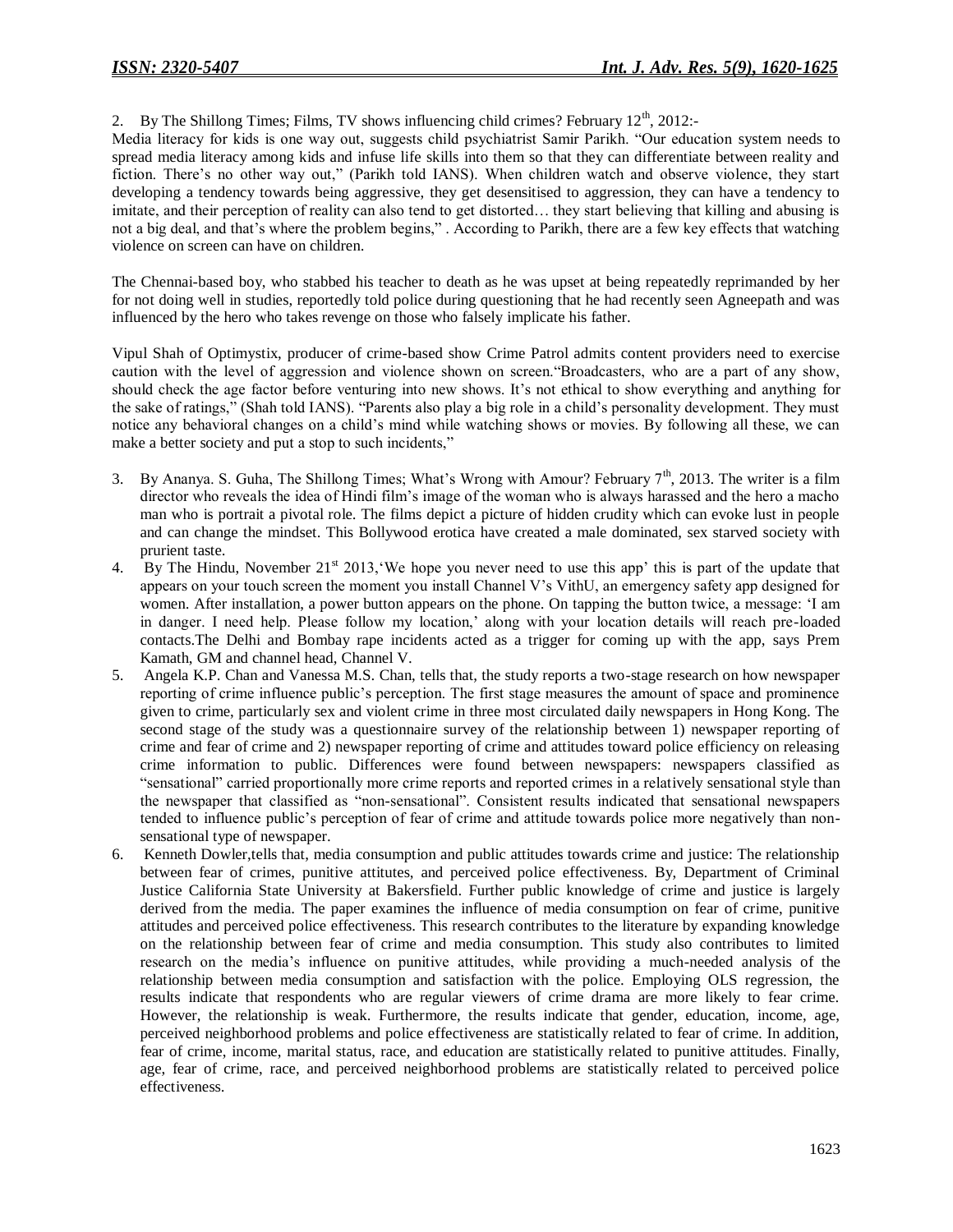2. By The Shillong Times; Films, TV shows influencing child crimes? February 12th, 2012:-

Media literacy for kids is one way out, suggests child psychiatrist Samir Parikh. "Our education system needs to spread media literacy among kids and infuse life skills into them so that they can differentiate between reality and fiction. There's no other way out," (Parikh told IANS). When children watch and observe violence, they start developing a tendency towards being aggressive, they get desensitised to aggression, they can have a tendency to imitate, and their perception of reality can also tend to get distorted… they start believing that killing and abusing is not a big deal, and that's where the problem begins," . According to Parikh, there are a few key effects that watching violence on screen can have on children.

The Chennai-based boy, who stabbed his teacher to death as he was upset at being repeatedly reprimanded by her for not doing well in studies, reportedly told police during questioning that he had recently seen Agneepath and was influenced by the hero who takes revenge on those who falsely implicate his father.

Vipul Shah of Optimystix, producer of crime-based show Crime Patrol admits content providers need to exercise caution with the level of aggression and violence shown on screen."Broadcasters, who are a part of any show, should check the age factor before venturing into new shows. It's not ethical to show everything and anything for the sake of ratings," (Shah told IANS). "Parents also play a big role in a child's personality development. They must notice any behavioral changes on a child's mind while watching shows or movies. By following all these, we can make a better society and put a stop to such incidents,"

3. By Ananya. S. Guha, The Shillong Times; What's Wrong with Amour? February 7th, 2013. The writer is a film director who reveals the idea of Hindi film's image of the woman who is always harassed and the hero a macho man who is portrait a pivotal role. The films depict a picture of hidden crudity which can evoke lust in people and can change the mindset. This Bollywood erotica have created a male dominated, sex starved society with prurient taste.
4. By The Hindu, November 21st 2013,'We hope you never need to use this app' this is part of the update that appears on your touch screen the moment you install Channel V's VithU, an emergency safety app designed for women. After installation, a power button appears on the phone. On tapping the button twice, a message: 'I am in danger. I need help. Please follow my location,' along with your location details will reach pre-loaded contacts.The Delhi and Bombay rape incidents acted as a trigger for coming up with the app, says Prem Kamath, GM and channel head, Channel V.
5. Angela K.P. Chan and Vanessa M.S. Chan, tells that, the study reports a two-stage research on how newspaper reporting of crime influence public's perception. The first stage measures the amount of space and prominence given to crime, particularly sex and violent crime in three most circulated daily newspapers in Hong Kong. The second stage of the study was a questionnaire survey of the relationship between 1) newspaper reporting of crime and fear of crime and 2) newspaper reporting of crime and attitudes toward police efficiency on releasing crime information to public. Differences were found between newspapers: newspapers classified as "sensational" carried proportionally more crime reports and reported crimes in a relatively sensational style than the newspaper that classified as "non-sensational". Consistent results indicated that sensational newspapers tended to influence public's perception of fear of crime and attitude towards police more negatively than non-sensational type of newspaper.
6. Kenneth Dowler,tells that, media consumption and public attitudes towards crime and justice: The relationship between fear of crimes, punitive attitutes, and perceived police effectiveness. By, Department of Criminal Justice California State University at Bakersfield. Further public knowledge of crime and justice is largely derived from the media. The paper examines the influence of media consumption on fear of crime, punitive attitudes and perceived police effectiveness. This research contributes to the literature by expanding knowledge on the relationship between fear of crime and media consumption. This study also contributes to limited research on the media's influence on punitive attitudes, while providing a much-needed analysis of the relationship between media consumption and satisfaction with the police. Employing OLS regression, the results indicate that respondents who are regular viewers of crime drama are more likely to fear crime. However, the relationship is weak. Furthermore, the results indicate that gender, education, income, age, perceived neighborhood problems and police effectiveness are statistically related to fear of crime. In addition, fear of crime, income, marital status, race, and education are statistically related to punitive attitudes. Finally, age, fear of crime, race, and perceived neighborhood problems are statistically related to perceived police effectiveness.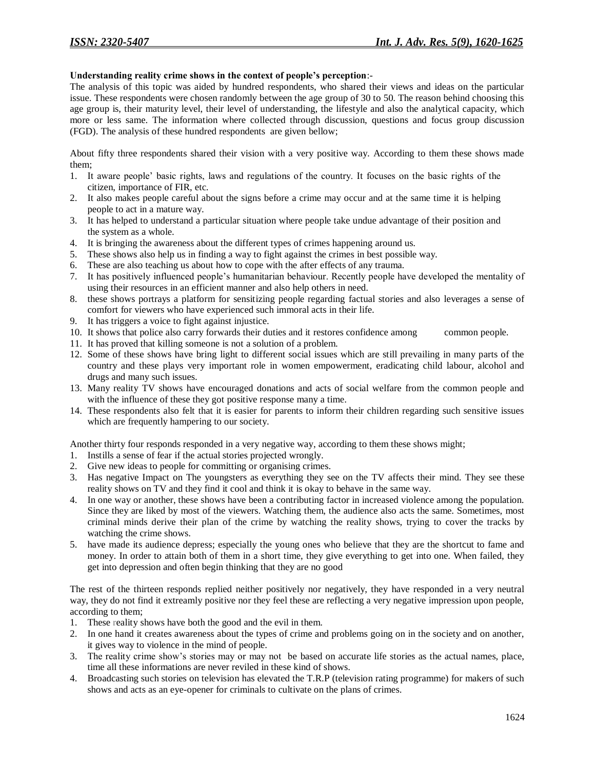**Understanding reality crime shows in the context of people's perception**:-

The analysis of this topic was aided by hundred respondents, who shared their views and ideas on the particular issue. These respondents were chosen randomly between the age group of 30 to 50. The reason behind choosing this age group is, their maturity level, their level of understanding, the lifestyle and also the analytical capacity, which more or less same. The information where collected through discussion, questions and focus group discussion (FGD). The analysis of these hundred respondents are given bellow;

About fifty three respondents shared their vision with a very positive way. According to them these shows made them;

1. It aware people' basic rights, laws and regulations of the country. It focuses on the basic rights of the citizen, importance of FIR, etc.
2. It also makes people careful about the signs before a crime may occur and at the same time it is helping people to act in a mature way.
3. It has helped to understand a particular situation where people take undue advantage of their position and the system as a whole.
4. It is bringing the awareness about the different types of crimes happening around us.
5. These shows also help us in finding a way to fight against the crimes in best possible way.
6. These are also teaching us about how to cope with the after effects of any trauma.
7. It has positively influenced people's humanitarian behaviour. Recently people have developed the mentality of using their resources in an efficient manner and also help others in need.
8. these shows portrays a platform for sensitizing people regarding factual stories and also leverages a sense of comfort for viewers who have experienced such immoral acts in their life.
9. It has triggers a voice to fight against injustice.
10. It shows that police also carry forwards their duties and it restores confidence among common people.
11. It has proved that killing someone is not a solution of a problem.
12. Some of these shows have bring light to different social issues which are still prevailing in many parts of the country and these plays very important role in women empowerment, eradicating child labour, alcohol and drugs and many such issues.
13. Many reality TV shows have encouraged donations and acts of social welfare from the common people and with the influence of these they got positive response many a time.
14. These respondents also felt that it is easier for parents to inform their children regarding such sensitive issues which are frequently hampering to our society.

Another thirty four responds responded in a very negative way, according to them these shows might;

1. Instills a sense of fear if the actual stories projected wrongly.
2. Give new ideas to people for committing or organising crimes.
3. Has negative Impact on The youngsters as everything they see on the TV affects their mind. They see these reality shows on TV and they find it cool and think it is okay to behave in the same way.
4. In one way or another, these shows have been a contributing factor in increased violence among the population. Since they are liked by most of the viewers. Watching them, the audience also acts the same. Sometimes, most criminal minds derive their plan of the crime by watching the reality shows, trying to cover the tracks by watching the crime shows.
5. have made its audience depress; especially the young ones who believe that they are the shortcut to fame and money. In order to attain both of them in a short time, they give everything to get into one. When failed, they get into depression and often begin thinking that they are no good

The rest of the thirteen responds replied neither positively nor negatively, they have responded in a very neutral way, they do not find it extreamly positive nor they feel these are reflecting a very negative impression upon people, according to them;

1. These reality shows have both the good and the evil in them.
2. In one hand it creates awareness about the types of crime and problems going on in the society and on another, it gives way to violence in the mind of people.
3. The reality crime show's stories may or may not be based on accurate life stories as the actual names, place, time all these informations are never reviled in these kind of shows.
4. Broadcasting such stories on television has elevated the T.R.P (television rating programme) for makers of such shows and acts as an eye-opener for criminals to cultivate on the plans of crimes.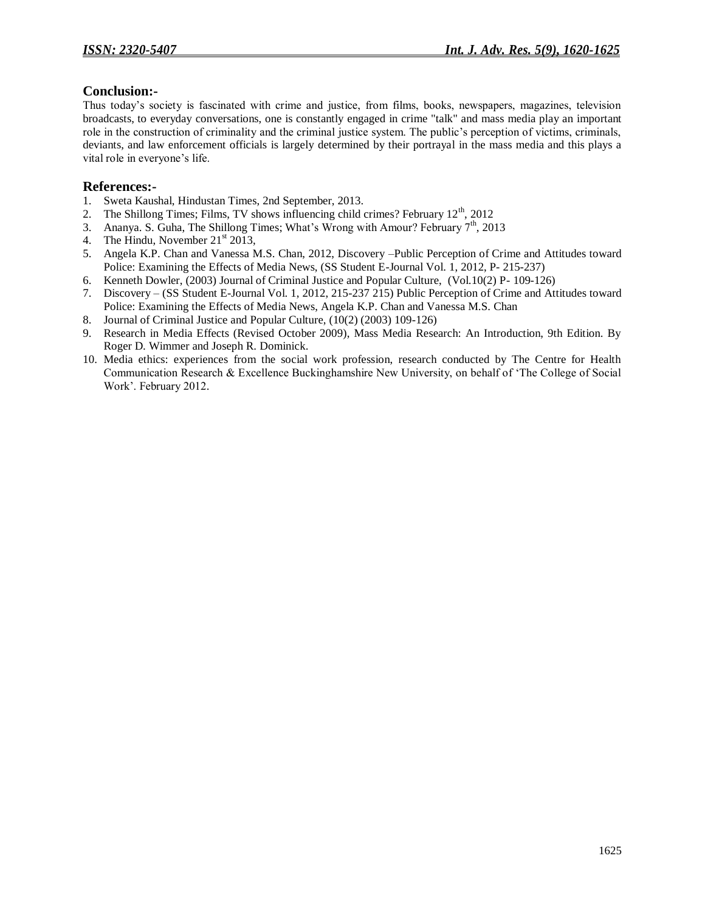## Conclusion:-

Thus today's society is fascinated with crime and justice, from films, books, newspapers, magazines, television broadcasts, to everyday conversations, one is constantly engaged in crime "talk" and mass media play an important role in the construction of criminality and the criminal justice system. The public's perception of victims, criminals, deviants, and law enforcement officials is largely determined by their portrayal in the mass media and this plays a vital role in everyone's life.

## References:-

1. Sweta Kaushal, Hindustan Times, 2nd September, 2013.
2. The Shillong Times; Films, TV shows influencing child crimes? February 12th, 2012
3. Ananya. S. Guha, The Shillong Times; What's Wrong with Amour? February 7th, 2013
4. The Hindu, November 21st 2013,
5. Angela K.P. Chan and Vanessa M.S. Chan, 2012, Discovery –Public Perception of Crime and Attitudes toward Police: Examining the Effects of Media News, (SS Student E-Journal Vol. 1, 2012, P- 215-237)
6. Kenneth Dowler, (2003) Journal of Criminal Justice and Popular Culture, (Vol.10(2) P- 109-126)
7. Discovery – (SS Student E-Journal Vol. 1, 2012, 215-237 215) Public Perception of Crime and Attitudes toward Police: Examining the Effects of Media News, Angela K.P. Chan and Vanessa M.S. Chan
8. Journal of Criminal Justice and Popular Culture, (10(2) (2003) 109-126)
9. Research in Media Effects (Revised October 2009), Mass Media Research: An Introduction, 9th Edition. By Roger D. Wimmer and Joseph R. Dominick.
10. Media ethics: experiences from the social work profession, research conducted by The Centre for Health Communication Research & Excellence Buckinghamshire New University, on behalf of 'The College of Social Work'. February 2012.